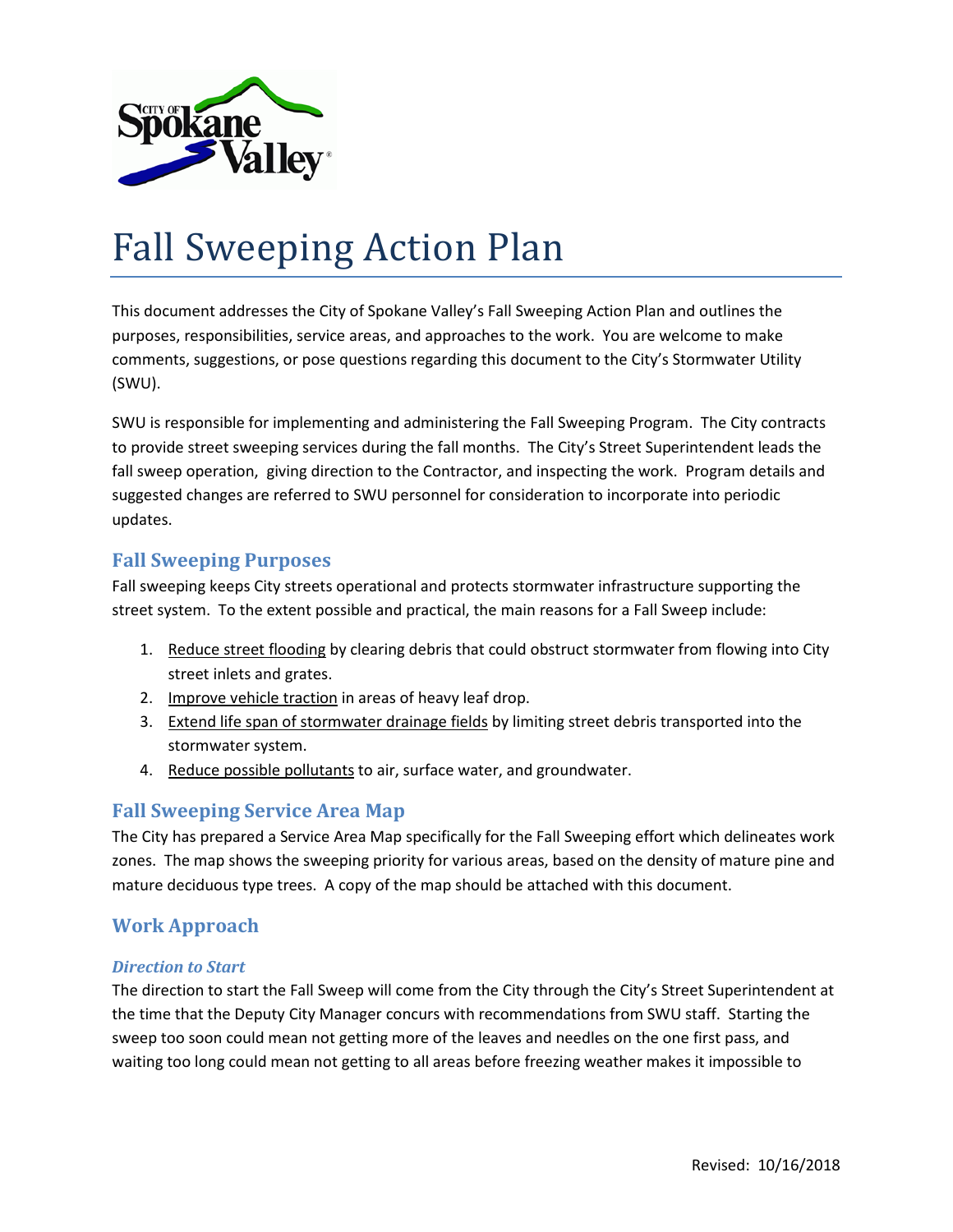# Fall Sweeping Action Plan

This document addresses the City of Spokane Valley's Fall Sweeping Action Plan and outlines the purposes, responsibilities, service areas, and approaches to the work. You are welcome to make comments, suggestions, or pose questions regarding this document to the City's Stormwater Utility (SWU).

SWU is responsible for implementing and administering the Fall Sweeping Program. The City contracts to provide street sweeping services during the fall months. The City's Street Superintendent leads the fall sweep operation, giving direction to the Contractor, and inspecting the work. Program details and suggested changes are referred to SWU personnel for consideration to incorporate into periodic updates.

## Fall Sweeping Purposes

Fall sweeping keeps City streets operational and protects stormwater infrastructure supporting the street system. To the extent possible and practical, the main reasons for a Fall Sweep include:

1. <u>Reduce street flooding</u> by clearing debris that could obstruct stormwater from flowing into City street inlets and grates.
2. <u>Improve vehicle traction</u> in areas of heavy leaf drop.
3. <u>Extend life span of stormwater drainage fields</u> by limiting street debris transported into the stormwater system.
4. <u>Reduce possible pollutants</u> to air, surface water, and groundwater.

## Fall Sweeping Service Area Map

The City has prepared a Service Area Map specifically for the Fall Sweeping effort which delineates work zones. The map shows the sweeping priority for various areas, based on the density of mature pine and mature deciduous type trees. A copy of the map should be attached with this document.

## Work Approach

### *Direction to Start*

The direction to start the Fall Sweep will come from the City through the City's Street Superintendent at the time that the Deputy City Manager concurs with recommendations from SWU staff. Starting the sweep too soon could mean not getting more of the leaves and needles on the one first pass, and waiting too long could mean not getting to all areas before freezing weather makes it impossible to

Revised: 10/16/2018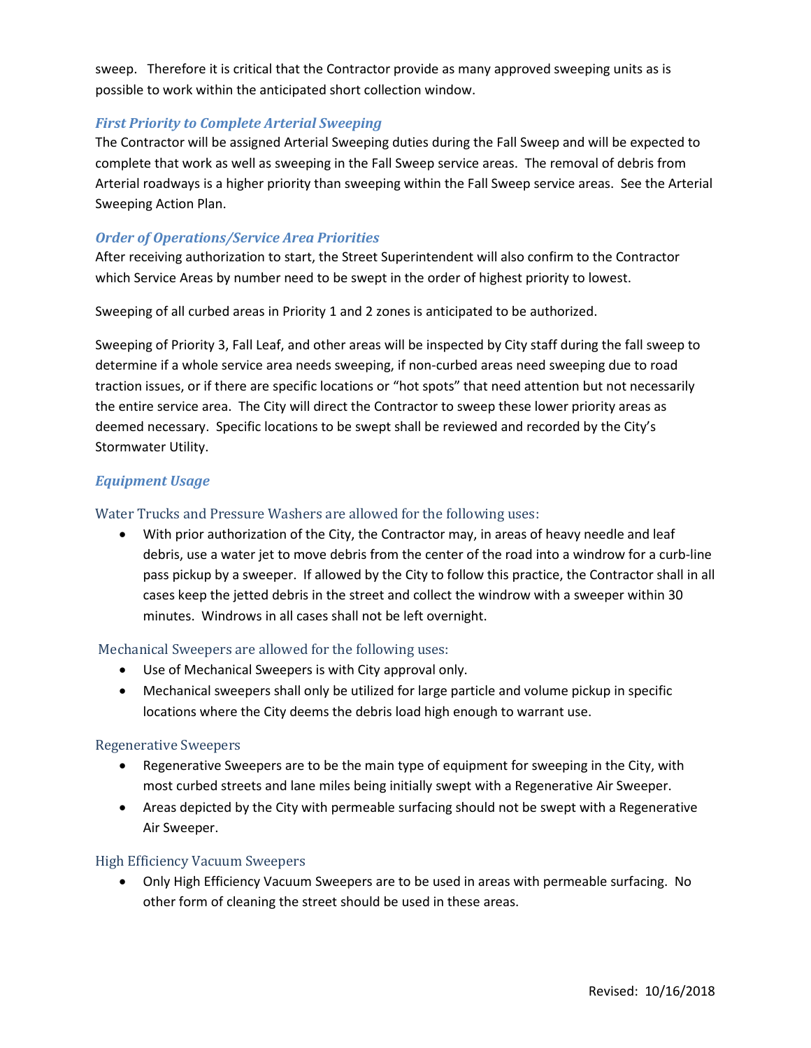sweep. Therefore it is critical that the Contractor provide as many approved sweeping units as is possible to work within the anticipated short collection window.

### *First Priority to Complete Arterial Sweeping*

The Contractor will be assigned Arterial Sweeping duties during the Fall Sweep and will be expected to complete that work as well as sweeping in the Fall Sweep service areas. The removal of debris from Arterial roadways is a higher priority than sweeping within the Fall Sweep service areas. See the Arterial Sweeping Action Plan.

### *Order of Operations/Service Area Priorities*

After receiving authorization to start, the Street Superintendent will also confirm to the Contractor which Service Areas by number need to be swept in the order of highest priority to lowest.

Sweeping of all curbed areas in Priority 1 and 2 zones is anticipated to be authorized.

Sweeping of Priority 3, Fall Leaf, and other areas will be inspected by City staff during the fall sweep to determine if a whole service area needs sweeping, if non-curbed areas need sweeping due to road traction issues, or if there are specific locations or "hot spots" that need attention but not necessarily the entire service area. The City will direct the Contractor to sweep these lower priority areas as deemed necessary. Specific locations to be swept shall be reviewed and recorded by the City's Stormwater Utility.

### *Equipment Usage*

#### Water Trucks and Pressure Washers are allowed for the following uses:

- With prior authorization of the City, the Contractor may, in areas of heavy needle and leaf debris, use a water jet to move debris from the center of the road into a windrow for a curb-line pass pickup by a sweeper. If allowed by the City to follow this practice, the Contractor shall in all cases keep the jetted debris in the street and collect the windrow with a sweeper within 30 minutes. Windrows in all cases shall not be left overnight.

#### Mechanical Sweepers are allowed for the following uses:

- Use of Mechanical Sweepers is with City approval only.
- Mechanical sweepers shall only be utilized for large particle and volume pickup in specific locations where the City deems the debris load high enough to warrant use.

#### Regenerative Sweepers

- Regenerative Sweepers are to be the main type of equipment for sweeping in the City, with most curbed streets and lane miles being initially swept with a Regenerative Air Sweeper.
- Areas depicted by the City with permeable surfacing should not be swept with a Regenerative Air Sweeper.

#### High Efficiency Vacuum Sweepers

- Only High Efficiency Vacuum Sweepers are to be used in areas with permeable surfacing. No other form of cleaning the street should be used in these areas.

Revised: 10/16/2018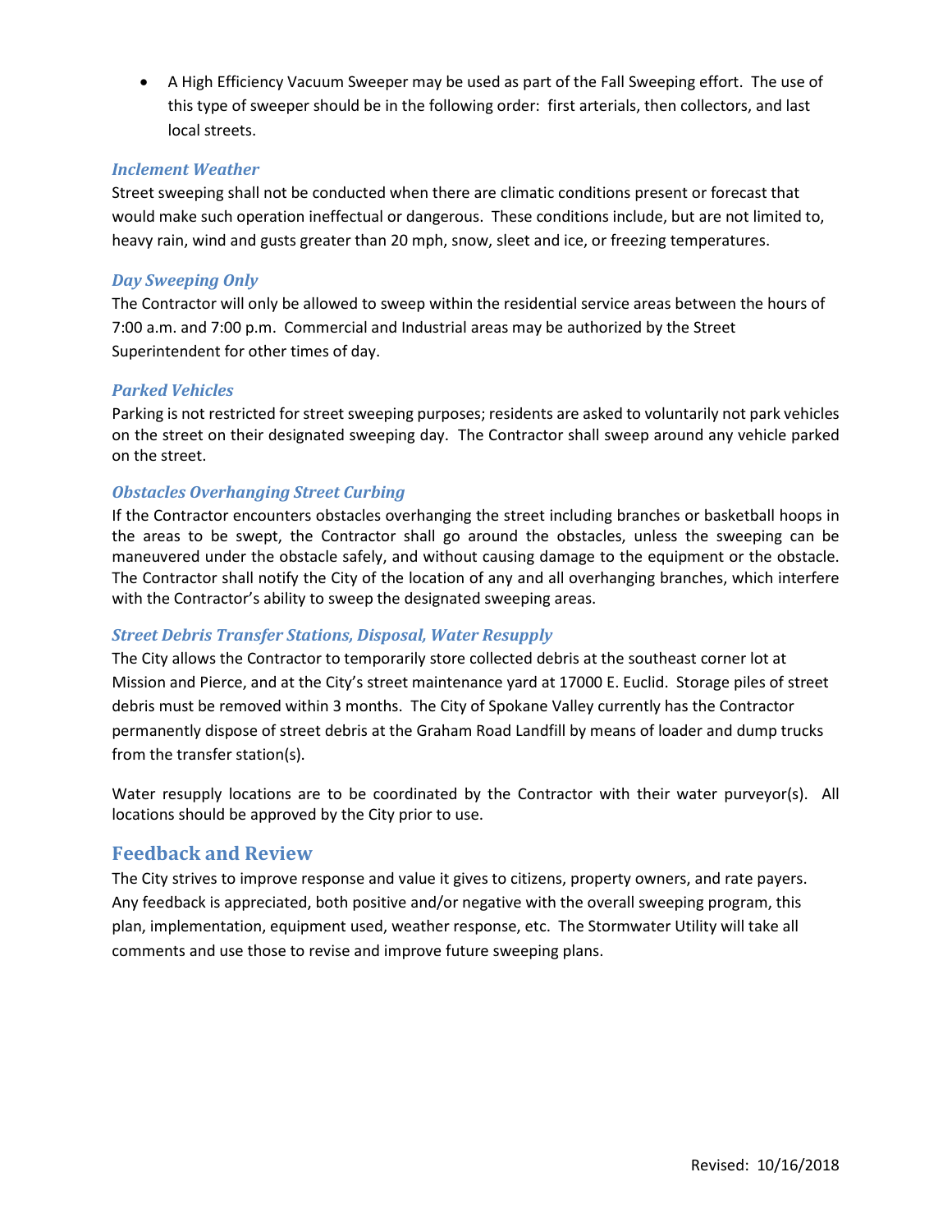- A High Efficiency Vacuum Sweeper may be used as part of the Fall Sweeping effort. The use of this type of sweeper should be in the following order: first arterials, then collectors, and last local streets.

### *Inclement Weather*

Street sweeping shall not be conducted when there are climatic conditions present or forecast that would make such operation ineffectual or dangerous. These conditions include, but are not limited to, heavy rain, wind and gusts greater than 20 mph, snow, sleet and ice, or freezing temperatures.

### *Day Sweeping Only*

The Contractor will only be allowed to sweep within the residential service areas between the hours of 7:00 a.m. and 7:00 p.m. Commercial and Industrial areas may be authorized by the Street Superintendent for other times of day.

### *Parked Vehicles*

Parking is not restricted for street sweeping purposes; residents are asked to voluntarily not park vehicles on the street on their designated sweeping day. The Contractor shall sweep around any vehicle parked on the street.

### *Obstacles Overhanging Street Curbing*

If the Contractor encounters obstacles overhanging the street including branches or basketball hoops in the areas to be swept, the Contractor shall go around the obstacles, unless the sweeping can be maneuvered under the obstacle safely, and without causing damage to the equipment or the obstacle. The Contractor shall notify the City of the location of any and all overhanging branches, which interfere with the Contractor's ability to sweep the designated sweeping areas.

### *Street Debris Transfer Stations, Disposal, Water Resupply*

The City allows the Contractor to temporarily store collected debris at the southeast corner lot at Mission and Pierce, and at the City's street maintenance yard at 17000 E. Euclid. Storage piles of street debris must be removed within 3 months. The City of Spokane Valley currently has the Contractor permanently dispose of street debris at the Graham Road Landfill by means of loader and dump trucks from the transfer station(s).

Water resupply locations are to be coordinated by the Contractor with their water purveyor(s). All locations should be approved by the City prior to use.

## Feedback and Review

The City strives to improve response and value it gives to citizens, property owners, and rate payers. Any feedback is appreciated, both positive and/or negative with the overall sweeping program, this plan, implementation, equipment used, weather response, etc. The Stormwater Utility will take all comments and use those to revise and improve future sweeping plans.

Revised: 10/16/2018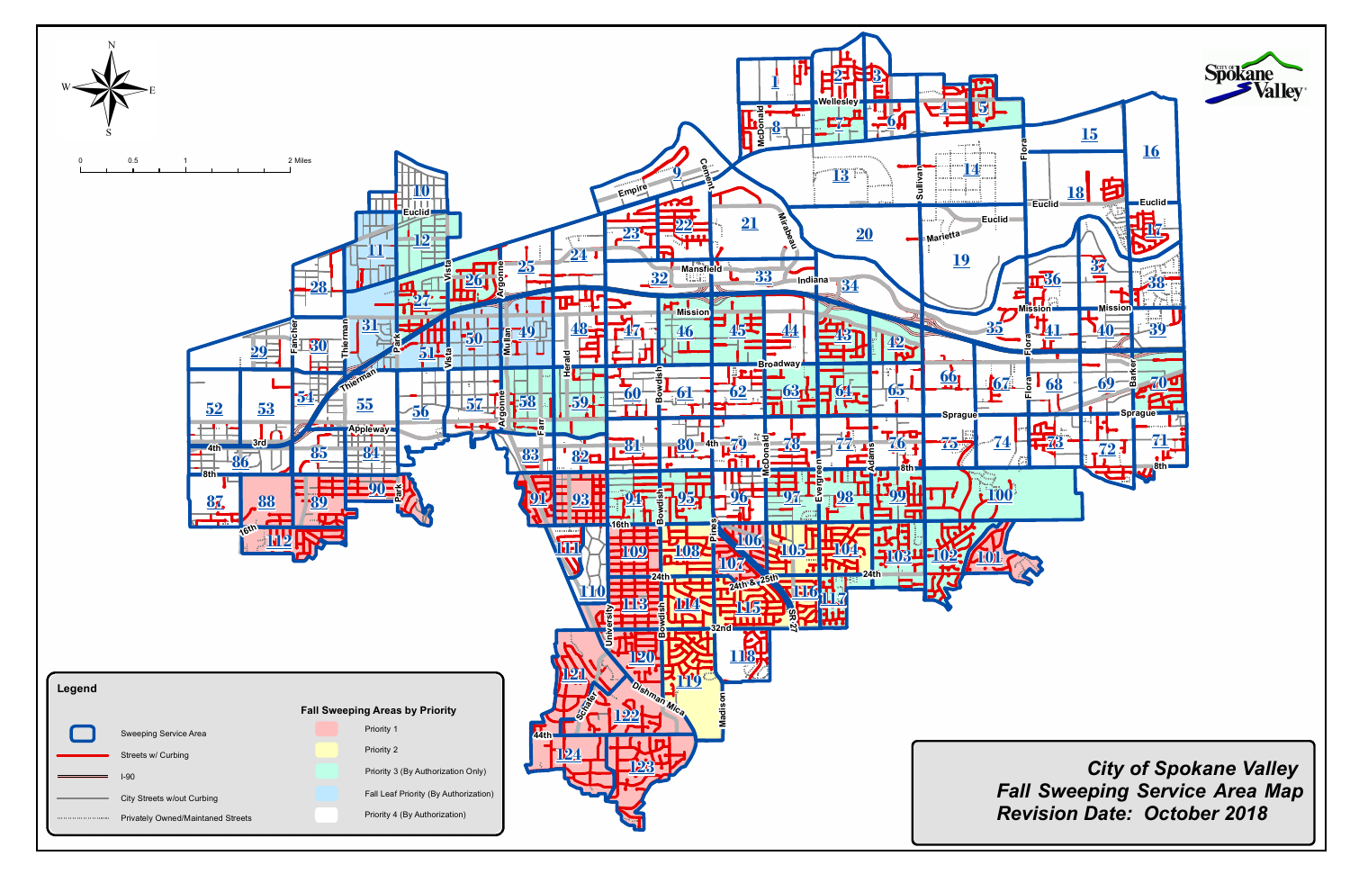# City of Spokane Valley
# Fall Sweeping Service Area Map
# Revision Date: October 2018

## Legend

- Sweeping Service Area
- Streets w/ Curbing
- I-90
- City Streets w/out Curbing
- Privately Owned/Maintaned Streets

### Fall Sweeping Areas by Priority

- Priority 1
- Priority 2
- Priority 3 (By Authorization Only)
- Fall Leaf Priority (By Authorization)
- Priority 4 (By Authorization)

0 0.5 1 2 Miles